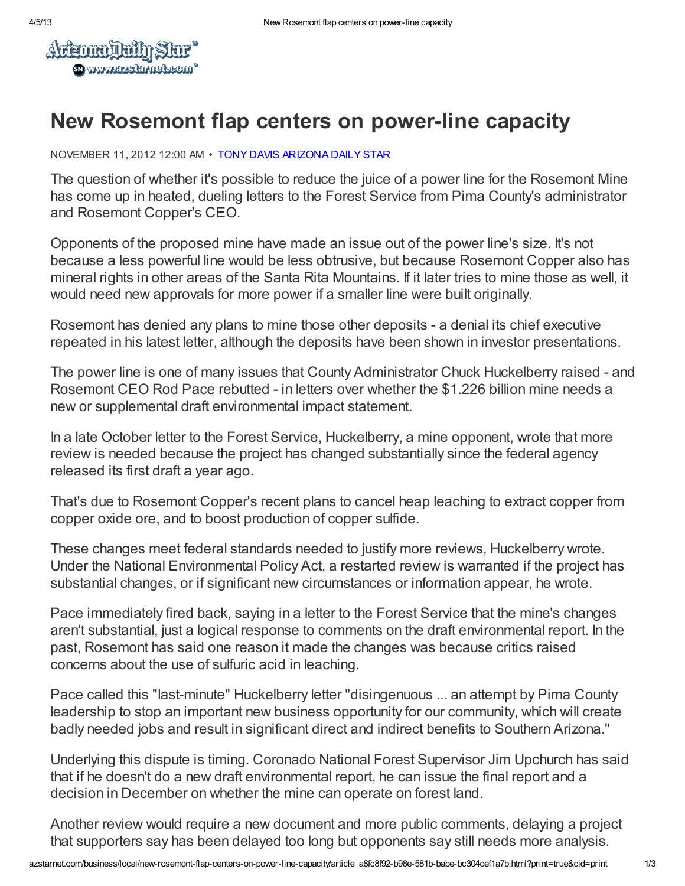# New Rosemont flap centers on power-line capacity

NOVEMBER 11, 2012 12:00 AM • TONY DAVIS ARIZONA DAILY STAR

The question of whether it's possible to reduce the juice of a power line for the Rosemont Mine has come up in heated, dueling letters to the Forest Service from Pima County's administrator and Rosemont Copper's CEO.

Opponents of the proposed mine have made an issue out of the power line's size. It's not because a less powerful line would be less obtrusive, but because Rosemont Copper also has mineral rights in other areas of the Santa Rita Mountains. If it later tries to mine those as well, it would need new approvals for more power if a smaller line were built originally.

Rosemont has denied any plans to mine those other deposits - a denial its chief executive repeated in his latest letter, although the deposits have been shown in investor presentations.

The power line is one of many issues that County Administrator Chuck Huckelberry raised - and Rosemont CEO Rod Pace rebutted - in letters over whether the $1.226 billion mine needs a new or supplemental draft environmental impact statement.

In a late October letter to the Forest Service, Huckelberry, a mine opponent, wrote that more review is needed because the project has changed substantially since the federal agency released its first draft a year ago.

That's due to Rosemont Copper's recent plans to cancel heap leaching to extract copper from copper oxide ore, and to boost production of copper sulfide.

These changes meet federal standards needed to justify more reviews, Huckelberry wrote. Under the National Environmental Policy Act, a restarted review is warranted if the project has substantial changes, or if significant new circumstances or information appear, he wrote.

Pace immediately fired back, saying in a letter to the Forest Service that the mine's changes aren't substantial, just a logical response to comments on the draft environmental report. In the past, Rosemont has said one reason it made the changes was because critics raised concerns about the use of sulfuric acid in leaching.

Pace called this "last-minute" Huckelberry letter "disingenuous ... an attempt by Pima County leadership to stop an important new business opportunity for our community, which will create badly needed jobs and result in significant direct and indirect benefits to Southern Arizona."

Underlying this dispute is timing. Coronado National Forest Supervisor Jim Upchurch has said that if he doesn't do a new draft environmental report, he can issue the final report and a decision in December on whether the mine can operate on forest land.

Another review would require a new document and more public comments, delaying a project that supporters say has been delayed too long but opponents say still needs more analysis.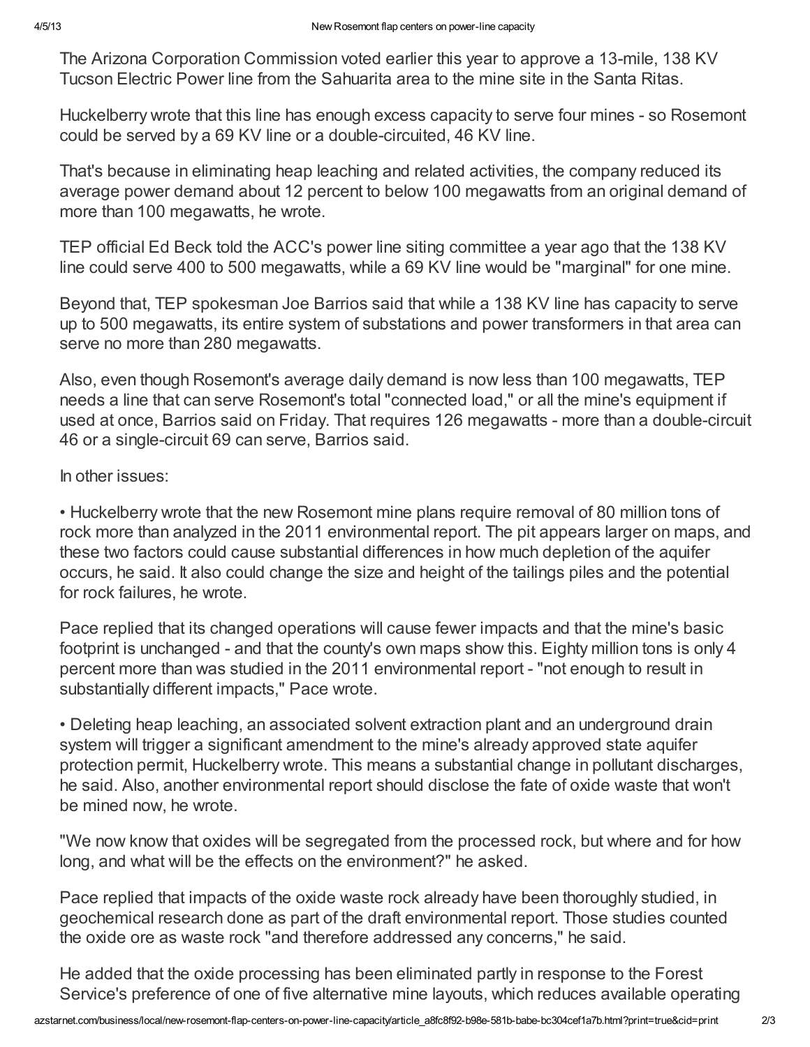The Arizona Corporation Commission voted earlier this year to approve a 13-mile, 138 KV Tucson Electric Power line from the Sahuarita area to the mine site in the Santa Ritas.

Huckelberry wrote that this line has enough excess capacity to serve four mines - so Rosemont could be served by a 69 KV line or a double-circuited, 46 KV line.

That's because in eliminating heap leaching and related activities, the company reduced its average power demand about 12 percent to below 100 megawatts from an original demand of more than 100 megawatts, he wrote.

TEP official Ed Beck told the ACC's power line siting committee a year ago that the 138 KV line could serve 400 to 500 megawatts, while a 69 KV line would be "marginal" for one mine.

Beyond that, TEP spokesman Joe Barrios said that while a 138 KV line has capacity to serve up to 500 megawatts, its entire system of substations and power transformers in that area can serve no more than 280 megawatts.

Also, even though Rosemont's average daily demand is now less than 100 megawatts, TEP needs a line that can serve Rosemont's total "connected load," or all the mine's equipment if used at once, Barrios said on Friday. That requires 126 megawatts - more than a double-circuit 46 or a single-circuit 69 can serve, Barrios said.

In other issues:

• Huckelberry wrote that the new Rosemont mine plans require removal of 80 million tons of rock more than analyzed in the 2011 environmental report. The pit appears larger on maps, and these two factors could cause substantial differences in how much depletion of the aquifer occurs, he said. It also could change the size and height of the tailings piles and the potential for rock failures, he wrote.

Pace replied that its changed operations will cause fewer impacts and that the mine's basic footprint is unchanged - and that the county's own maps show this. Eighty million tons is only 4 percent more than was studied in the 2011 environmental report - "not enough to result in substantially different impacts," Pace wrote.

• Deleting heap leaching, an associated solvent extraction plant and an underground drain system will trigger a significant amendment to the mine's already approved state aquifer protection permit, Huckelberry wrote. This means a substantial change in pollutant discharges, he said. Also, another environmental report should disclose the fate of oxide waste that won't be mined now, he wrote.

"We now know that oxides will be segregated from the processed rock, but where and for how long, and what will be the effects on the environment?" he asked.

Pace replied that impacts of the oxide waste rock already have been thoroughly studied, in geochemical research done as part of the draft environmental report. Those studies counted the oxide ore as waste rock "and therefore addressed any concerns," he said.

He added that the oxide processing has been eliminated partly in response to the Forest Service's preference of one of five alternative mine layouts, which reduces available operating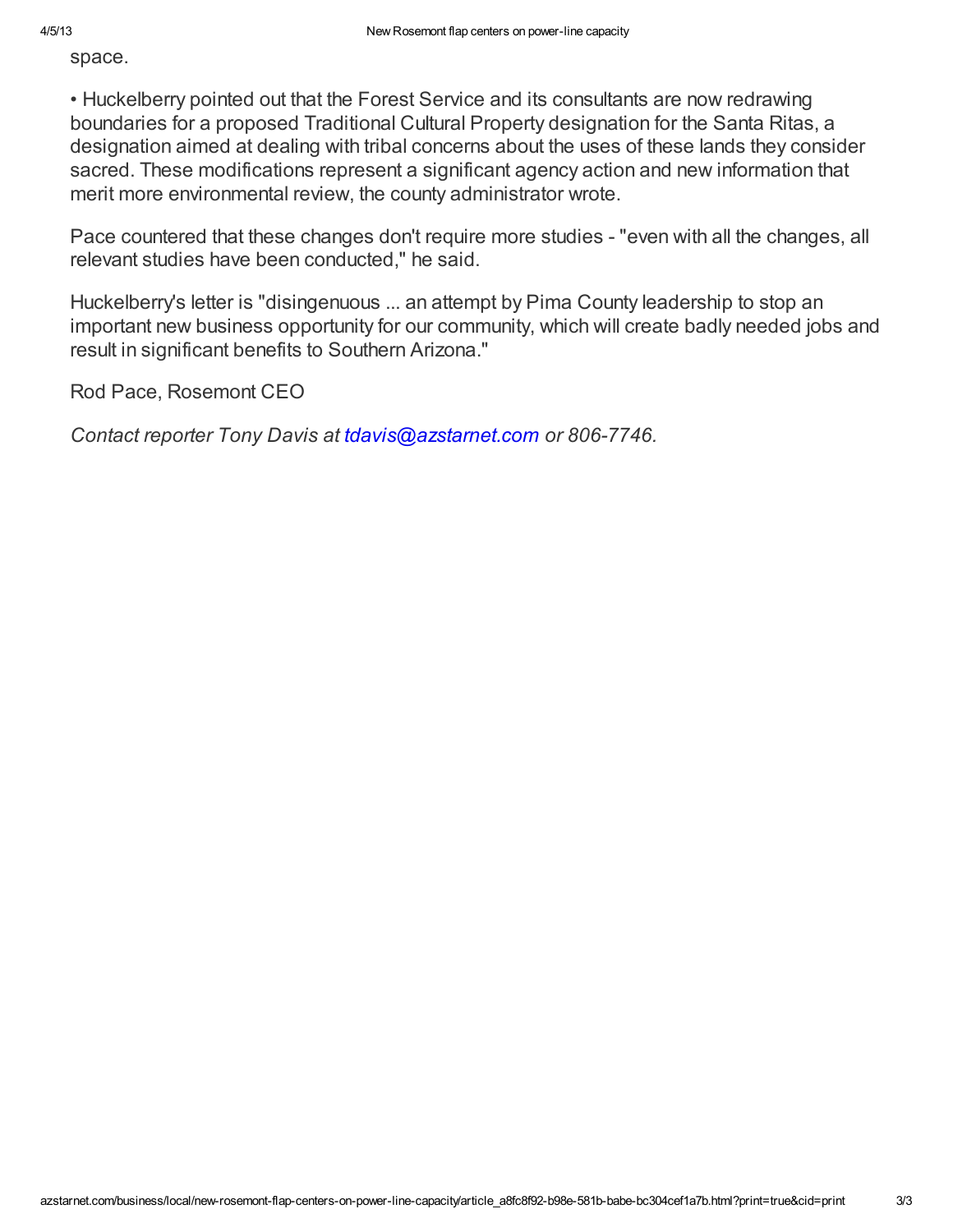space.

• Huckelberry pointed out that the Forest Service and its consultants are now redrawing boundaries for a proposed Traditional Cultural Property designation for the Santa Ritas, a designation aimed at dealing with tribal concerns about the uses of these lands they consider sacred. These modifications represent a significant agency action and new information that merit more environmental review, the county administrator wrote.

Pace countered that these changes don't require more studies - "even with all the changes, all relevant studies have been conducted," he said.

Huckelberry's letter is "disingenuous ... an attempt by Pima County leadership to stop an important new business opportunity for our community, which will create badly needed jobs and result in significant benefits to Southern Arizona."

Rod Pace, Rosemont CEO

*Contact reporter Tony Davis at tdavis@azstarnet.com or 806-7746.*